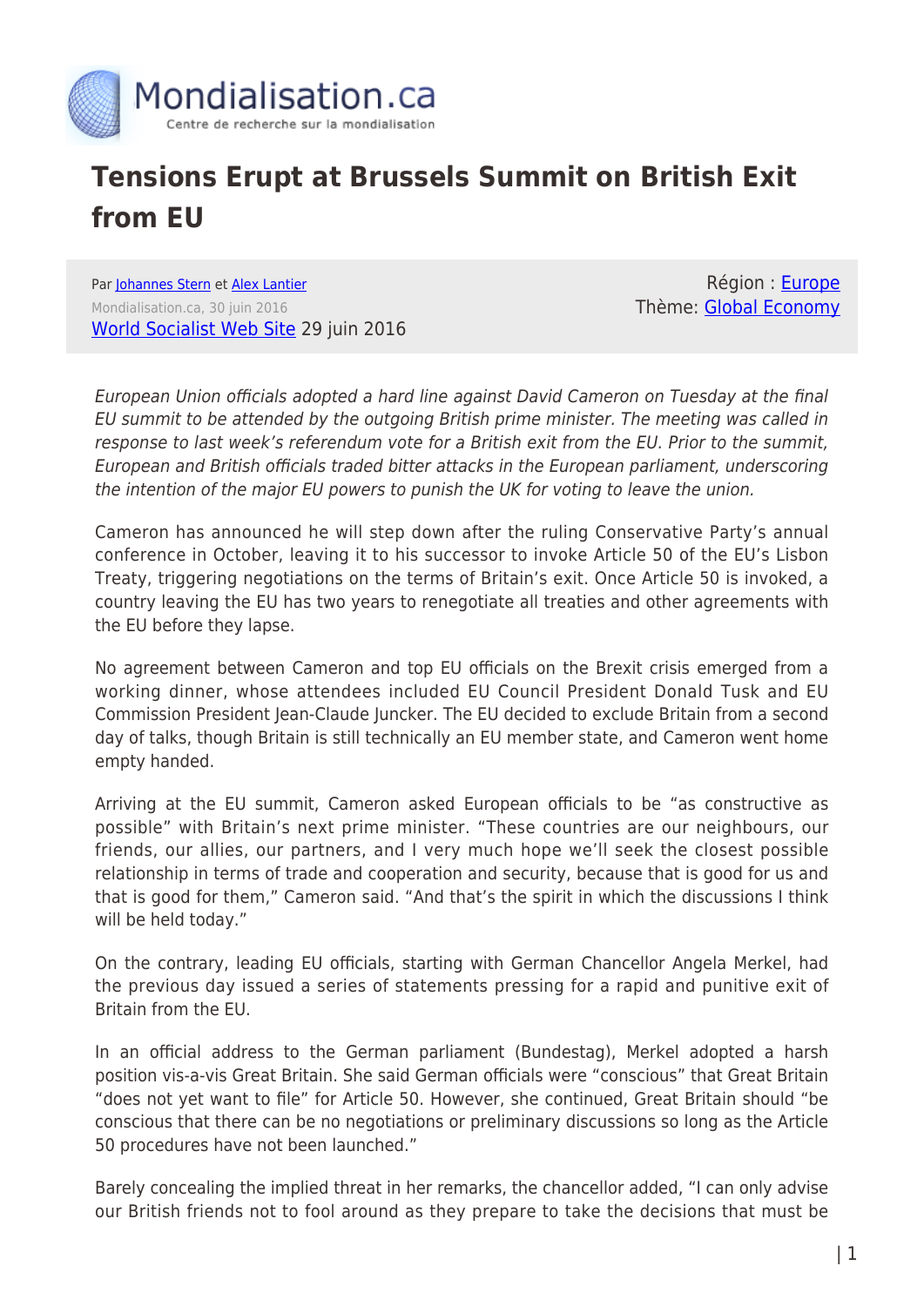# Tensions Erupt at Brussels Summit on British Exit from EU

Par Johannes Stern et Alex Lantier
Mondialisation.ca, 30 juin 2016
World Socialist Web Site 29 juin 2016

Région : Europe
Thème: Global Economy

*European Union officials adopted a hard line against David Cameron on Tuesday at the final EU summit to be attended by the outgoing British prime minister. The meeting was called in response to last week's referendum vote for a British exit from the EU. Prior to the summit, European and British officials traded bitter attacks in the European parliament, underscoring the intention of the major EU powers to punish the UK for voting to leave the union.*

Cameron has announced he will step down after the ruling Conservative Party's annual conference in October, leaving it to his successor to invoke Article 50 of the EU's Lisbon Treaty, triggering negotiations on the terms of Britain's exit. Once Article 50 is invoked, a country leaving the EU has two years to renegotiate all treaties and other agreements with the EU before they lapse.

No agreement between Cameron and top EU officials on the Brexit crisis emerged from a working dinner, whose attendees included EU Council President Donald Tusk and EU Commission President Jean-Claude Juncker. The EU decided to exclude Britain from a second day of talks, though Britain is still technically an EU member state, and Cameron went home empty handed.

Arriving at the EU summit, Cameron asked European officials to be "as constructive as possible" with Britain's next prime minister. "These countries are our neighbours, our friends, our allies, our partners, and I very much hope we'll seek the closest possible relationship in terms of trade and cooperation and security, because that is good for us and that is good for them," Cameron said. "And that's the spirit in which the discussions I think will be held today."

On the contrary, leading EU officials, starting with German Chancellor Angela Merkel, had the previous day issued a series of statements pressing for a rapid and punitive exit of Britain from the EU.

In an official address to the German parliament (Bundestag), Merkel adopted a harsh position vis-a-vis Great Britain. She said German officials were "conscious" that Great Britain "does not yet want to file" for Article 50. However, she continued, Great Britain should "be conscious that there can be no negotiations or preliminary discussions so long as the Article 50 procedures have not been launched."

Barely concealing the implied threat in her remarks, the chancellor added, "I can only advise our British friends not to fool around as they prepare to take the decisions that must be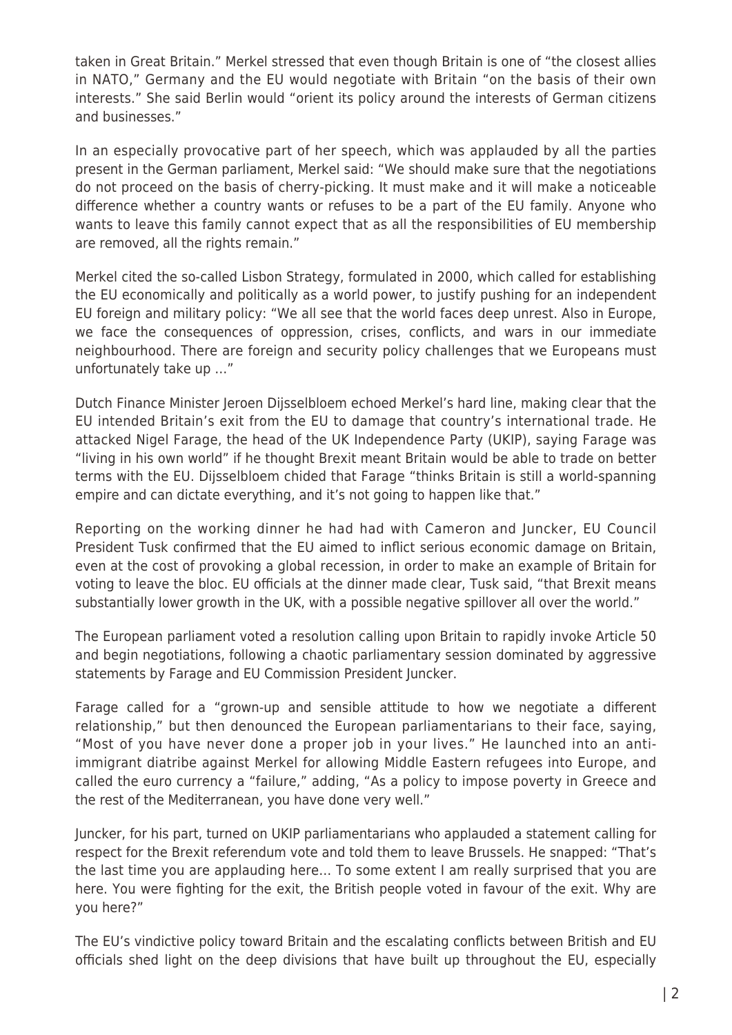taken in Great Britain." Merkel stressed that even though Britain is one of "the closest allies in NATO," Germany and the EU would negotiate with Britain "on the basis of their own interests." She said Berlin would "orient its policy around the interests of German citizens and businesses."

In an especially provocative part of her speech, which was applauded by all the parties present in the German parliament, Merkel said: "We should make sure that the negotiations do not proceed on the basis of cherry-picking. It must make and it will make a noticeable difference whether a country wants or refuses to be a part of the EU family. Anyone who wants to leave this family cannot expect that as all the responsibilities of EU membership are removed, all the rights remain."

Merkel cited the so-called Lisbon Strategy, formulated in 2000, which called for establishing the EU economically and politically as a world power, to justify pushing for an independent EU foreign and military policy: "We all see that the world faces deep unrest. Also in Europe, we face the consequences of oppression, crises, conflicts, and wars in our immediate neighbourhood. There are foreign and security policy challenges that we Europeans must unfortunately take up …"

Dutch Finance Minister Jeroen Dijsselbloem echoed Merkel's hard line, making clear that the EU intended Britain's exit from the EU to damage that country's international trade. He attacked Nigel Farage, the head of the UK Independence Party (UKIP), saying Farage was "living in his own world" if he thought Brexit meant Britain would be able to trade on better terms with the EU. Dijsselbloem chided that Farage "thinks Britain is still a world-spanning empire and can dictate everything, and it's not going to happen like that."

Reporting on the working dinner he had had with Cameron and Juncker, EU Council President Tusk confirmed that the EU aimed to inflict serious economic damage on Britain, even at the cost of provoking a global recession, in order to make an example of Britain for voting to leave the bloc. EU officials at the dinner made clear, Tusk said, "that Brexit means substantially lower growth in the UK, with a possible negative spillover all over the world."

The European parliament voted a resolution calling upon Britain to rapidly invoke Article 50 and begin negotiations, following a chaotic parliamentary session dominated by aggressive statements by Farage and EU Commission President Juncker.

Farage called for a "grown-up and sensible attitude to how we negotiate a different relationship," but then denounced the European parliamentarians to their face, saying, "Most of you have never done a proper job in your lives." He launched into an anti-immigrant diatribe against Merkel for allowing Middle Eastern refugees into Europe, and called the euro currency a "failure," adding, "As a policy to impose poverty in Greece and the rest of the Mediterranean, you have done very well."

Juncker, for his part, turned on UKIP parliamentarians who applauded a statement calling for respect for the Brexit referendum vote and told them to leave Brussels. He snapped: "That's the last time you are applauding here… To some extent I am really surprised that you are here. You were fighting for the exit, the British people voted in favour of the exit. Why are you here?"

The EU's vindictive policy toward Britain and the escalating conflicts between British and EU officials shed light on the deep divisions that have built up throughout the EU, especially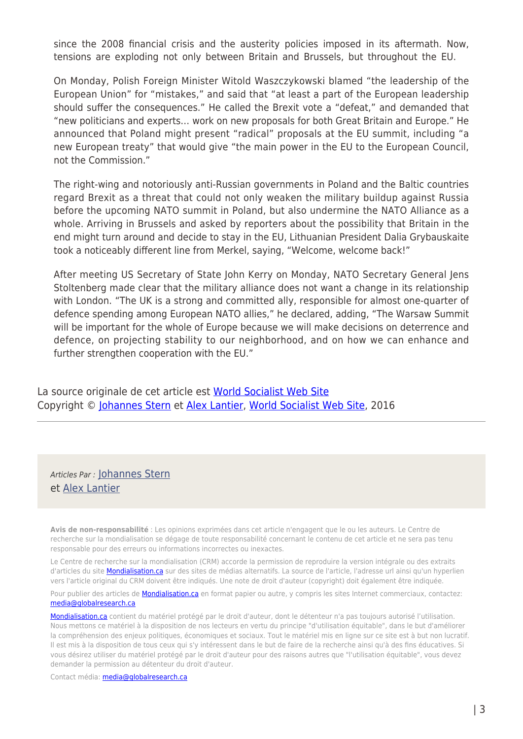since the 2008 financial crisis and the austerity policies imposed in its aftermath. Now, tensions are exploding not only between Britain and Brussels, but throughout the EU.

On Monday, Polish Foreign Minister Witold Waszczykowski blamed "the leadership of the European Union" for "mistakes," and said that "at least a part of the European leadership should suffer the consequences." He called the Brexit vote a "defeat," and demanded that "new politicians and experts… work on new proposals for both Great Britain and Europe." He announced that Poland might present "radical" proposals at the EU summit, including "a new European treaty" that would give "the main power in the EU to the European Council, not the Commission."

The right-wing and notoriously anti-Russian governments in Poland and the Baltic countries regard Brexit as a threat that could not only weaken the military buildup against Russia before the upcoming NATO summit in Poland, but also undermine the NATO Alliance as a whole. Arriving in Brussels and asked by reporters about the possibility that Britain in the end might turn around and decide to stay in the EU, Lithuanian President Dalia Grybauskaite took a noticeably different line from Merkel, saying, "Welcome, welcome back!"

After meeting US Secretary of State John Kerry on Monday, NATO Secretary General Jens Stoltenberg made clear that the military alliance does not want a change in its relationship with London. "The UK is a strong and committed ally, responsible for almost one-quarter of defence spending among European NATO allies," he declared, adding, "The Warsaw Summit will be important for the whole of Europe because we will make decisions on deterrence and defence, on projecting stability to our neighborhood, and on how we can enhance and further strengthen cooperation with the EU."

La source originale de cet article est World Socialist Web Site
Copyright © Johannes Stern et Alex Lantier, World Socialist Web Site, 2016

---

*Articles Par :* Johannes Stern
et Alex Lantier

**Avis de non-responsabilité** : Les opinions exprimées dans cet article n'engagent que le ou les auteurs. Le Centre de recherche sur la mondialisation se dégage de toute responsabilité concernant le contenu de cet article et ne sera pas tenu responsable pour des erreurs ou informations incorrectes ou inexactes.

Le Centre de recherche sur la mondialisation (CRM) accorde la permission de reproduire la version intégrale ou des extraits d'articles du site Mondialisation.ca sur des sites de médias alternatifs. La source de l'article, l'adresse url ainsi qu'un hyperlien vers l'article original du CRM doivent être indiqués. Une note de droit d'auteur (copyright) doit également être indiquée.

Pour publier des articles de Mondialisation.ca en format papier ou autre, y compris les sites Internet commerciaux, contactez: media@globalresearch.ca

Mondialisation.ca contient du matériel protégé par le droit d'auteur, dont le détenteur n'a pas toujours autorisé l'utilisation. Nous mettons ce matériel à la disposition de nos lecteurs en vertu du principe "d'utilisation équitable", dans le but d'améliorer la compréhension des enjeux politiques, économiques et sociaux. Tout le matériel mis en ligne sur ce site est à but non lucratif. Il est mis à la disposition de tous ceux qui s'y intéressent dans le but de faire de la recherche ainsi qu'à des fins éducatives. Si vous désirez utiliser du matériel protégé par le droit d'auteur pour des raisons autres que "l'utilisation équitable", vous devez demander la permission au détenteur du droit d'auteur.

Contact média: media@globalresearch.ca